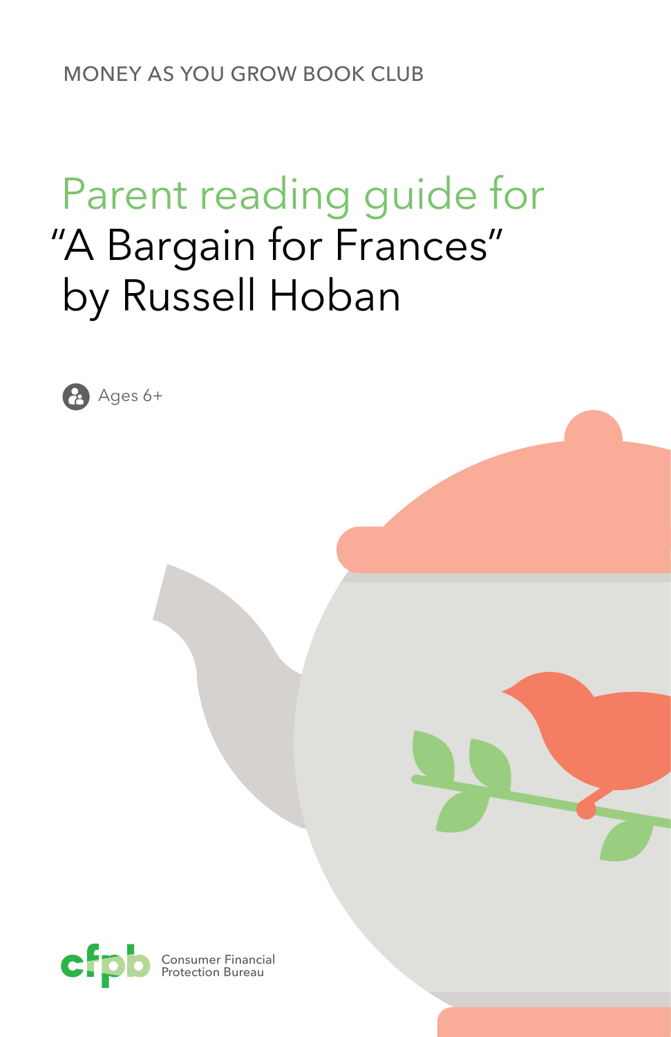MONEY AS YOU GROW BOOK CLUB

# Parent reading guide for "A Bargain for Frances" by Russell Hoban

Ages 6+

Consumer Financial Protection Bureau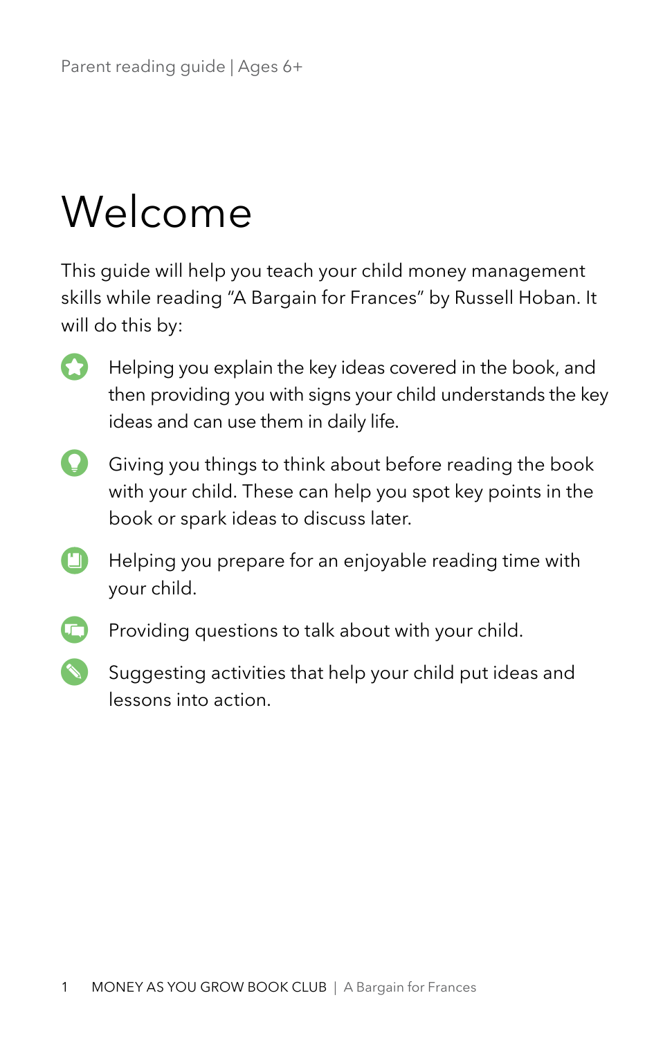# Welcome

This guide will help you teach your child money management skills while reading "A Bargain for Frances" by Russell Hoban. It will do this by:

- Helping you explain the key ideas covered in the book, and then providing you with signs your child understands the key ideas and can use them in daily life.
- Giving you things to think about before reading the book with your child. These can help you spot key points in the book or spark ideas to discuss later.
- Helping you prepare for an enjoyable reading time with your child.
- Providing questions to talk about with your child.
- Suggesting activities that help your child put ideas and lessons into action.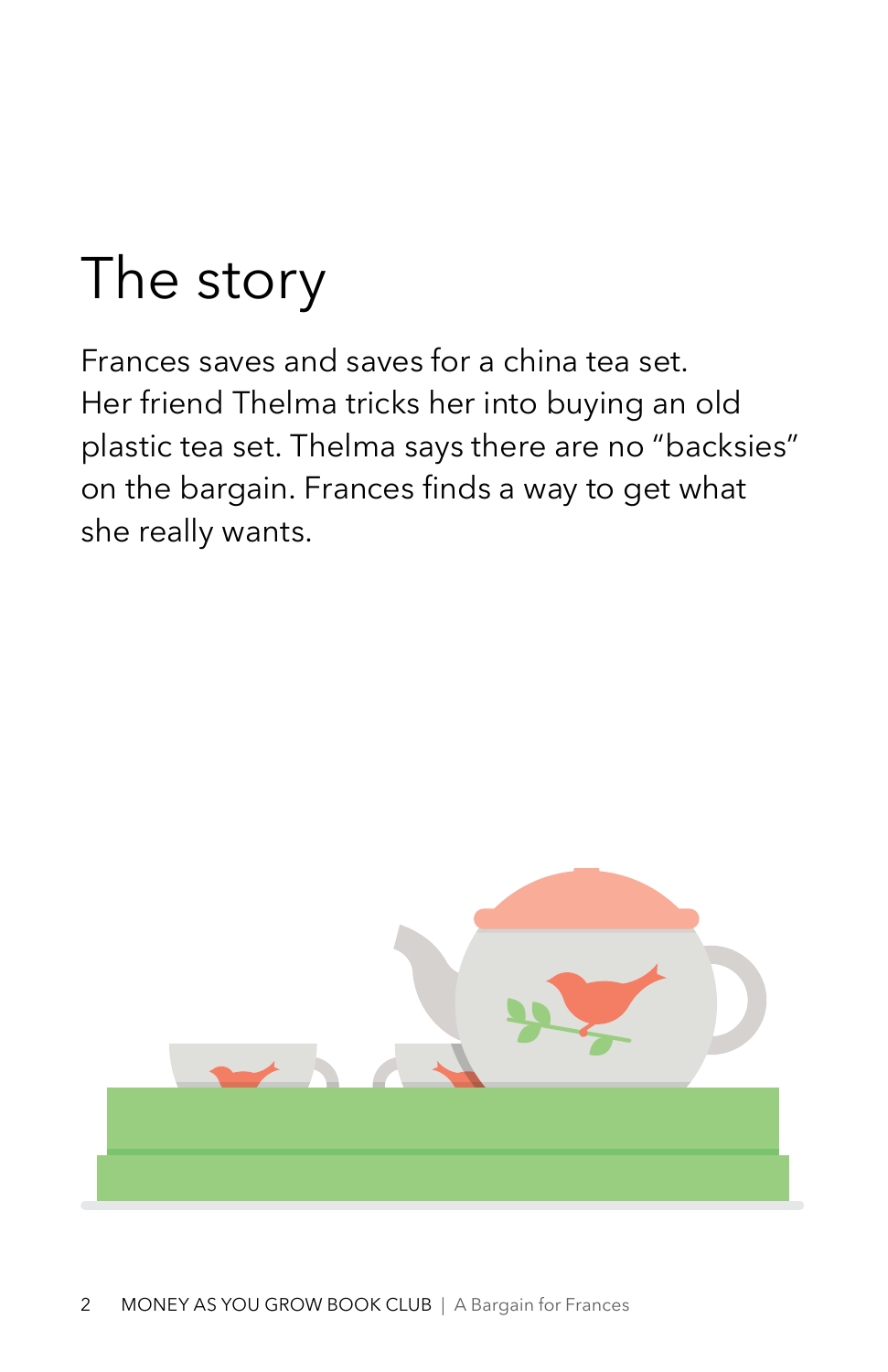# The story

Frances saves and saves for a china tea set. Her friend Thelma tricks her into buying an old plastic tea set. Thelma says there are no "backsies" on the bargain. Frances finds a way to get what she really wants.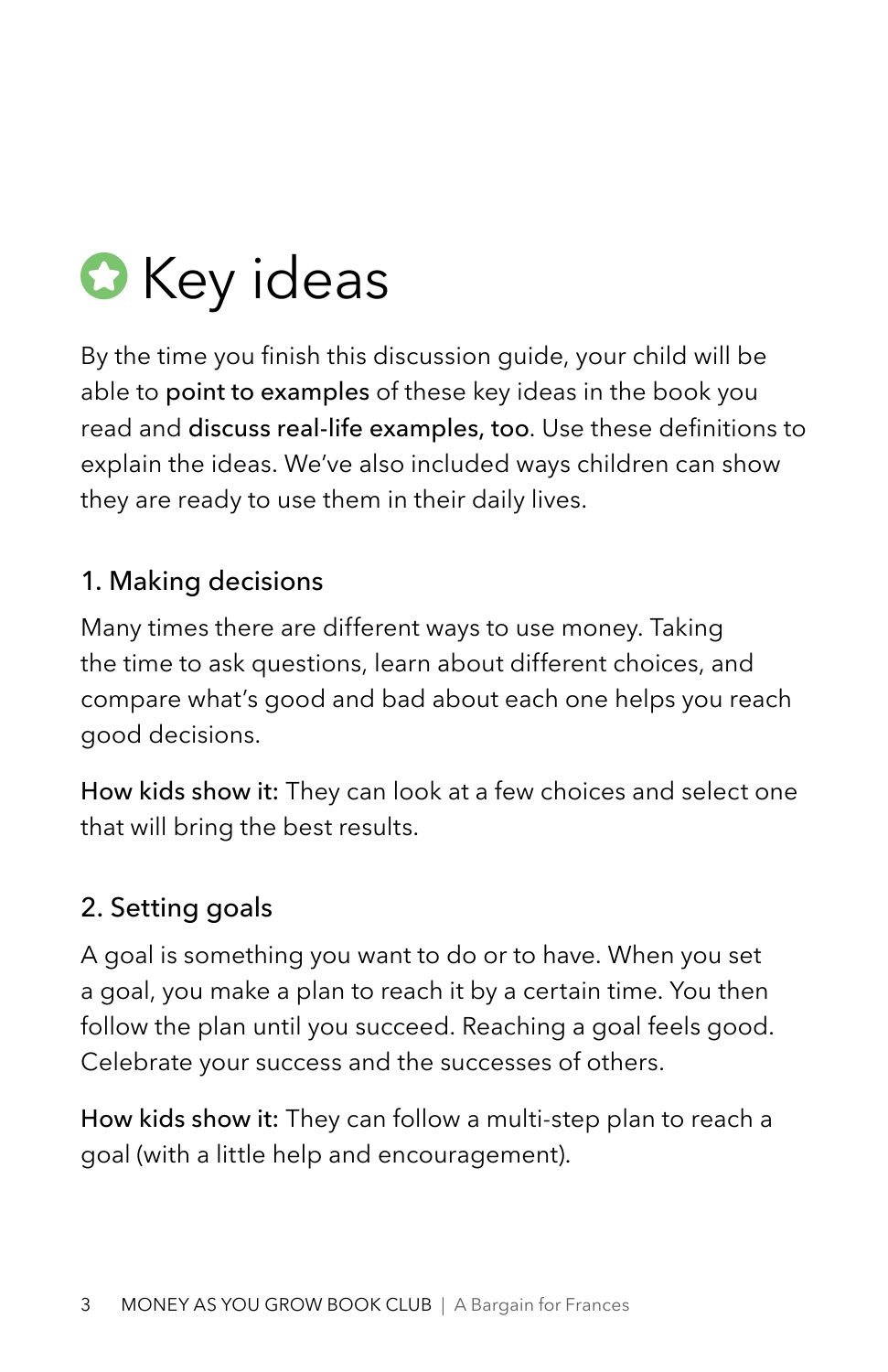# Key ideas

By the time you finish this discussion guide, your child will be able to **point to examples** of these key ideas in the book you read and **discuss real-life examples, too**. Use these definitions to explain the ideas. We've also included ways children can show they are ready to use them in their daily lives.

## 1. Making decisions

Many times there are different ways to use money. Taking the time to ask questions, learn about different choices, and compare what's good and bad about each one helps you reach good decisions.

**How kids show it:** They can look at a few choices and select one that will bring the best results.

## 2. Setting goals

A goal is something you want to do or to have. When you set a goal, you make a plan to reach it by a certain time. You then follow the plan until you succeed. Reaching a goal feels good. Celebrate your success and the successes of others.

**How kids show it:** They can follow a multi-step plan to reach a goal (with a little help and encouragement).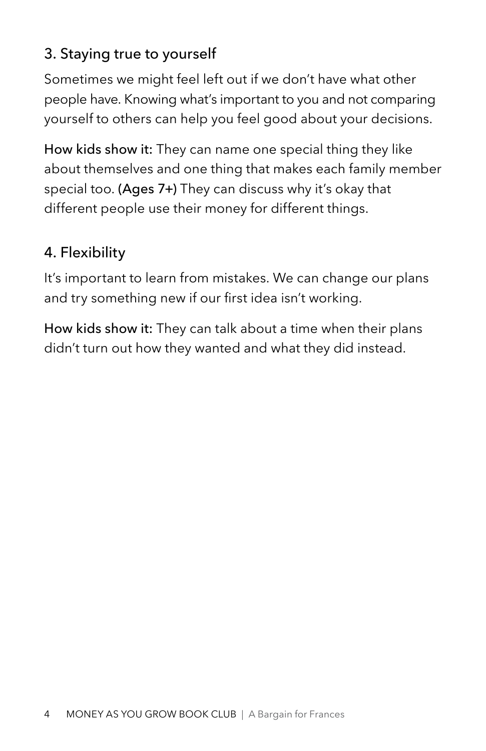### 3. Staying true to yourself

Sometimes we might feel left out if we don't have what other people have. Knowing what's important to you and not comparing yourself to others can help you feel good about your decisions.

**How kids show it:** They can name one special thing they like about themselves and one thing that makes each family member special too. **(Ages 7+)** They can discuss why it's okay that different people use their money for different things.

### 4. Flexibility

It's important to learn from mistakes. We can change our plans and try something new if our first idea isn't working.

**How kids show it:** They can talk about a time when their plans didn't turn out how they wanted and what they did instead.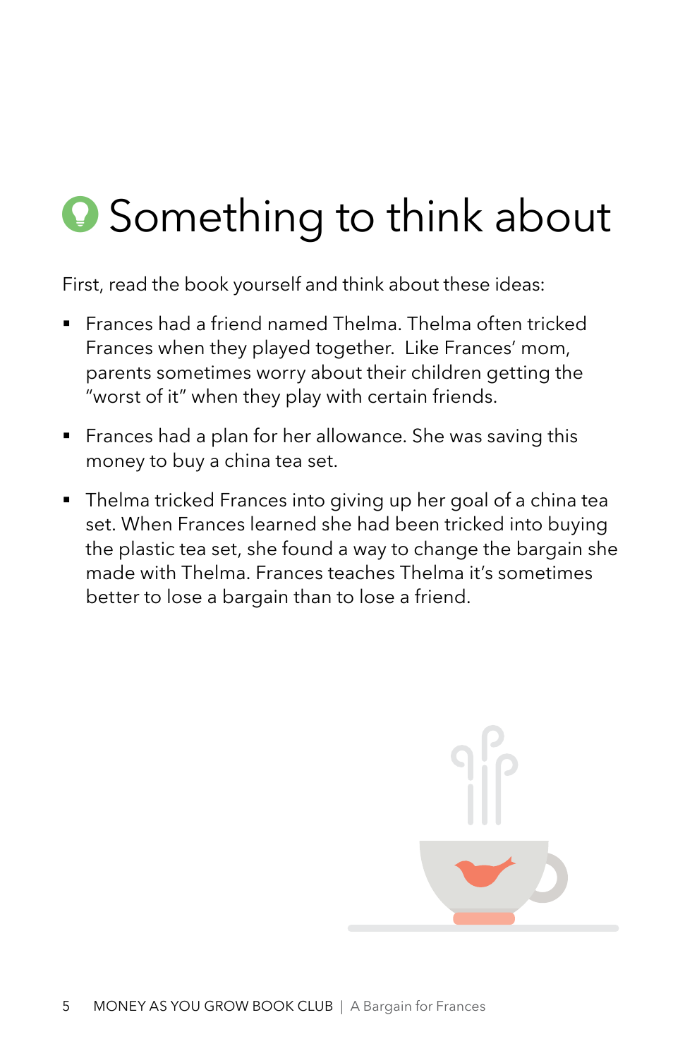# Something to think about

First, read the book yourself and think about these ideas:

- Frances had a friend named Thelma. Thelma often tricked Frances when they played together. Like Frances' mom, parents sometimes worry about their children getting the "worst of it" when they play with certain friends.
- Frances had a plan for her allowance. She was saving this money to buy a china tea set.
- Thelma tricked Frances into giving up her goal of a china tea set. When Frances learned she had been tricked into buying the plastic tea set, she found a way to change the bargain she made with Thelma. Frances teaches Thelma it's sometimes better to lose a bargain than to lose a friend.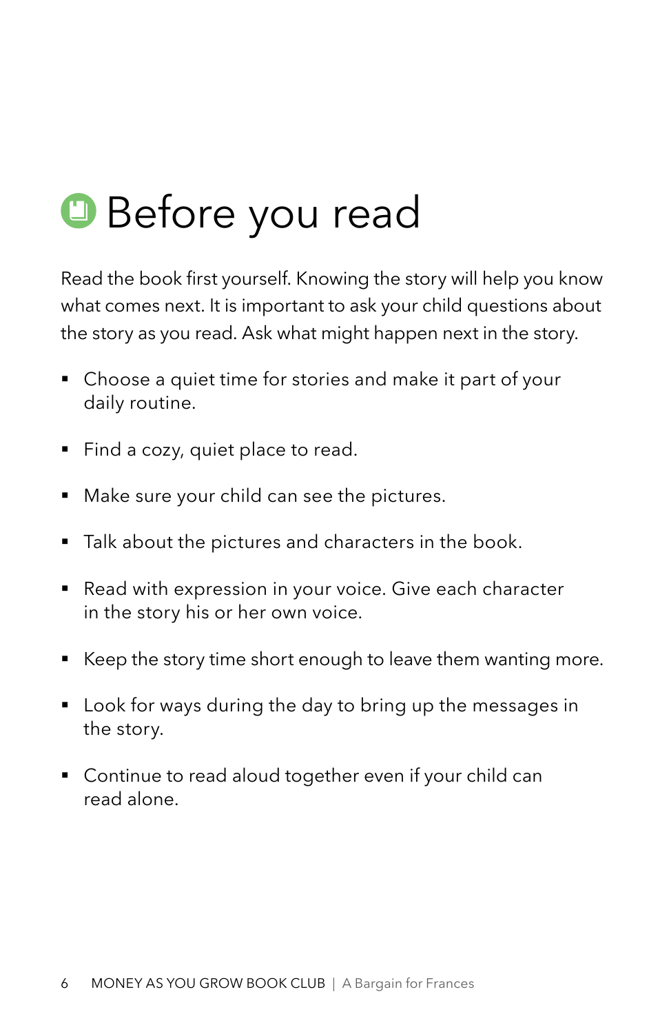# Before you read

Read the book first yourself. Knowing the story will help you know what comes next. It is important to ask your child questions about the story as you read. Ask what might happen next in the story.

- Choose a quiet time for stories and make it part of your daily routine.
- Find a cozy, quiet place to read.
- Make sure your child can see the pictures.
- Talk about the pictures and characters in the book.
- Read with expression in your voice. Give each character in the story his or her own voice.
- Keep the story time short enough to leave them wanting more.
- Look for ways during the day to bring up the messages in the story.
- Continue to read aloud together even if your child can read alone.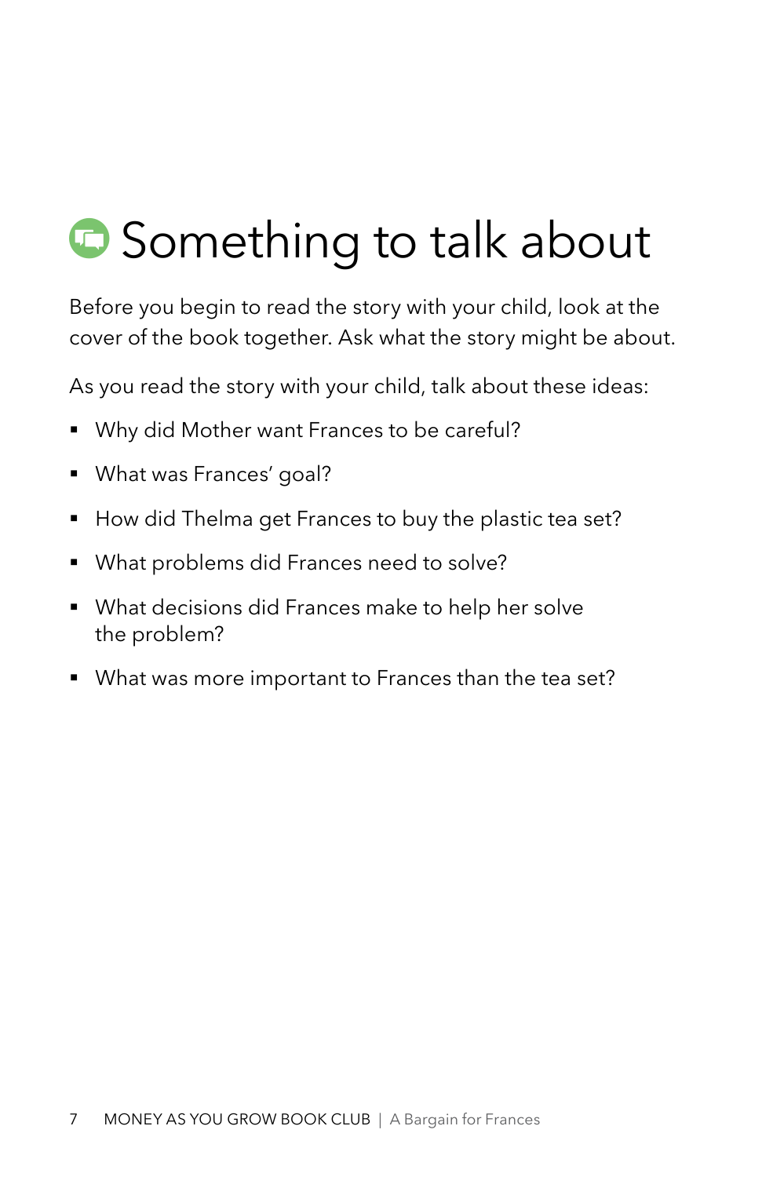# Something to talk about

Before you begin to read the story with your child, look at the cover of the book together. Ask what the story might be about.

As you read the story with your child, talk about these ideas:

- Why did Mother want Frances to be careful?
- What was Frances' goal?
- How did Thelma get Frances to buy the plastic tea set?
- What problems did Frances need to solve?
- What decisions did Frances make to help her solve the problem?
- What was more important to Frances than the tea set?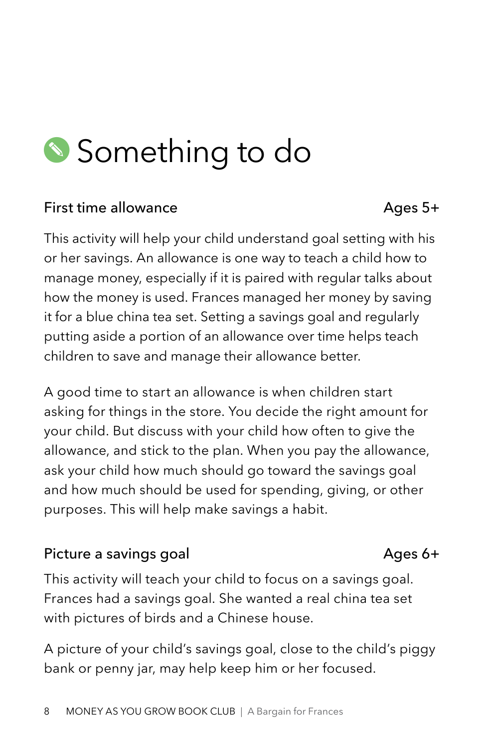# Something to do

## First time allowance — Ages 5+

This activity will help your child understand goal setting with his or her savings. An allowance is one way to teach a child how to manage money, especially if it is paired with regular talks about how the money is used. Frances managed her money by saving it for a blue china tea set. Setting a savings goal and regularly putting aside a portion of an allowance over time helps teach children to save and manage their allowance better.

A good time to start an allowance is when children start asking for things in the store. You decide the right amount for your child. But discuss with your child how often to give the allowance, and stick to the plan. When you pay the allowance, ask your child how much should go toward the savings goal and how much should be used for spending, giving, or other purposes. This will help make savings a habit.

## Picture a savings goal — Ages 6+

This activity will teach your child to focus on a savings goal. Frances had a savings goal. She wanted a real china tea set with pictures of birds and a Chinese house.

A picture of your child's savings goal, close to the child's piggy bank or penny jar, may help keep him or her focused.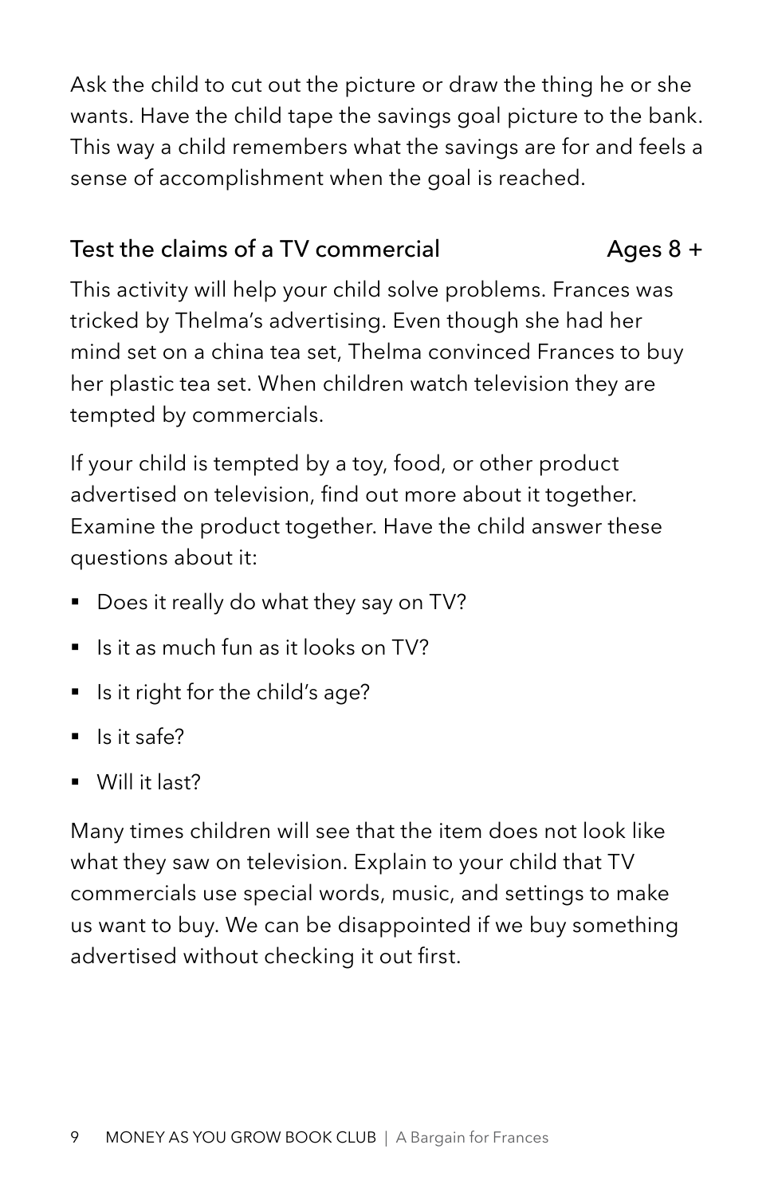Ask the child to cut out the picture or draw the thing he or she wants. Have the child tape the savings goal picture to the bank. This way a child remembers what the savings are for and feels a sense of accomplishment when the goal is reached.

### Test the claims of a TV commercial — Ages 8 +

This activity will help your child solve problems. Frances was tricked by Thelma's advertising. Even though she had her mind set on a china tea set, Thelma convinced Frances to buy her plastic tea set. When children watch television they are tempted by commercials.

If your child is tempted by a toy, food, or other product advertised on television, find out more about it together. Examine the product together. Have the child answer these questions about it:

- Does it really do what they say on TV?
- Is it as much fun as it looks on TV?
- Is it right for the child's age?
- Is it safe?
- Will it last?

Many times children will see that the item does not look like what they saw on television. Explain to your child that TV commercials use special words, music, and settings to make us want to buy. We can be disappointed if we buy something advertised without checking it out first.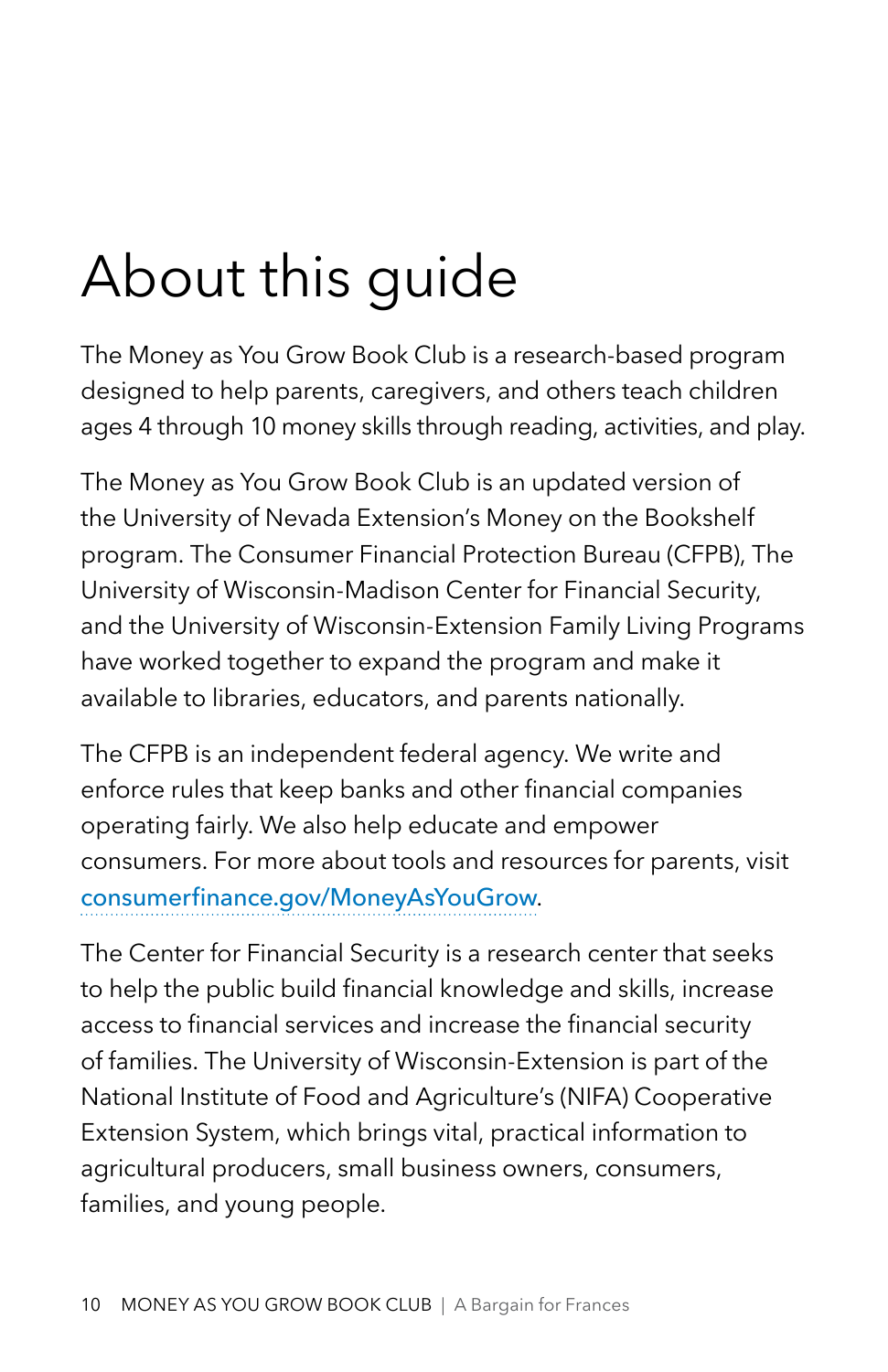# About this guide

The Money as You Grow Book Club is a research-based program designed to help parents, caregivers, and others teach children ages 4 through 10 money skills through reading, activities, and play.

The Money as You Grow Book Club is an updated version of the University of Nevada Extension's Money on the Bookshelf program. The Consumer Financial Protection Bureau (CFPB), The University of Wisconsin-Madison Center for Financial Security, and the University of Wisconsin-Extension Family Living Programs have worked together to expand the program and make it available to libraries, educators, and parents nationally.

The CFPB is an independent federal agency. We write and enforce rules that keep banks and other financial companies operating fairly. We also help educate and empower consumers. For more about tools and resources for parents, visit consumerfinance.gov/MoneyAsYouGrow.

The Center for Financial Security is a research center that seeks to help the public build financial knowledge and skills, increase access to financial services and increase the financial security of families. The University of Wisconsin-Extension is part of the National Institute of Food and Agriculture's (NIFA) Cooperative Extension System, which brings vital, practical information to agricultural producers, small business owners, consumers, families, and young people.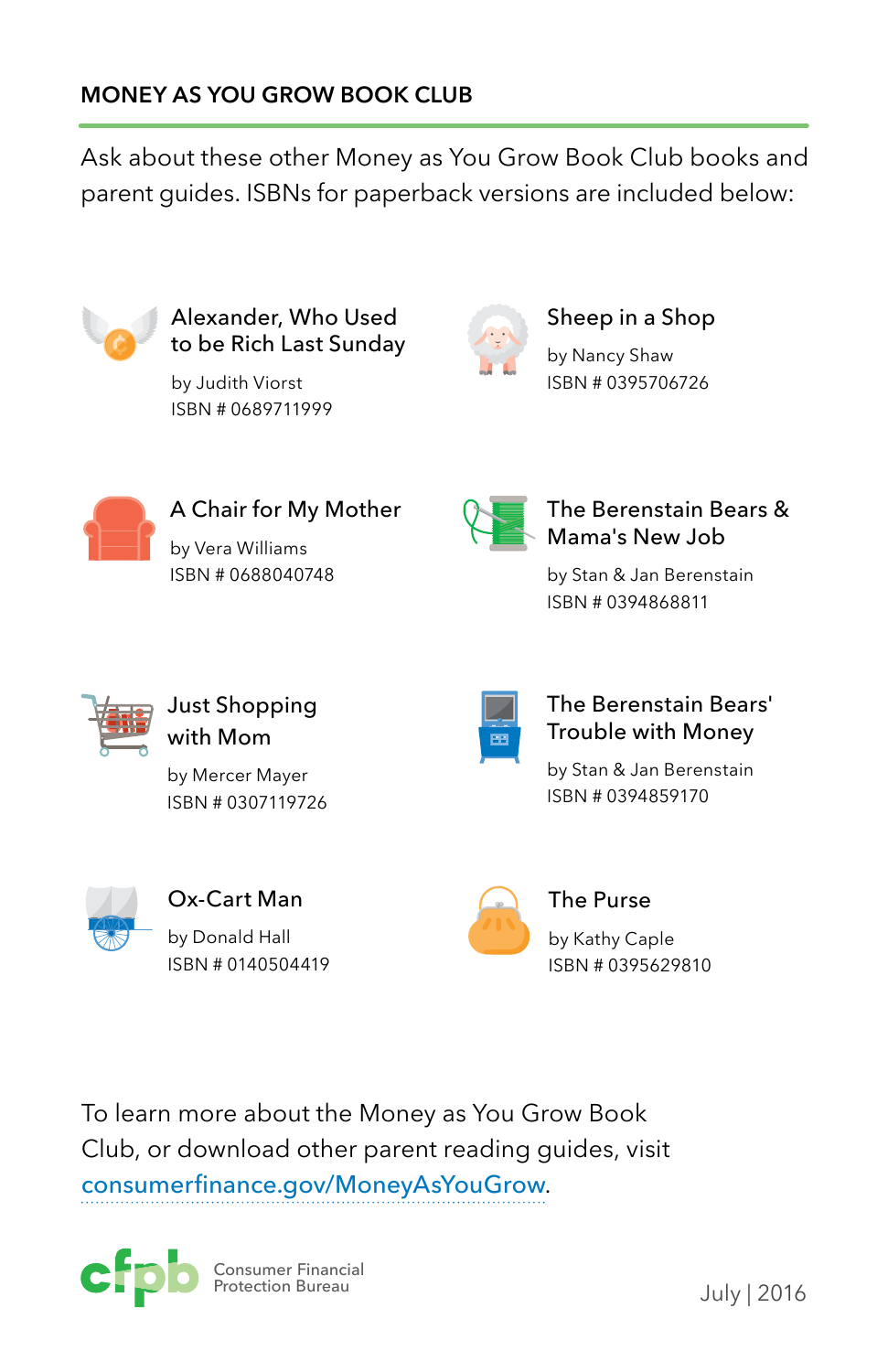## MONEY AS YOU GROW BOOK CLUB

Ask about these other Money as You Grow Book Club books and parent guides. ISBNs for paperback versions are included below:

### Alexander, Who Used to be Rich Last Sunday

by Judith Viorst
ISBN # 0689711999

### Sheep in a Shop

by Nancy Shaw
ISBN # 0395706726

### A Chair for My Mother

by Vera Williams
ISBN # 0688040748

### The Berenstain Bears & Mama's New Job

by Stan & Jan Berenstain
ISBN # 0394868811

### Just Shopping with Mom

by Mercer Mayer
ISBN # 0307119726

### The Berenstain Bears' Trouble with Money

by Stan & Jan Berenstain
ISBN # 0394859170

### Ox-Cart Man

by Donald Hall
ISBN # 0140504419

### The Purse

by Kathy Caple
ISBN # 0395629810

To learn more about the Money as You Grow Book Club, or download other parent reading guides, visit consumerfinance.gov/MoneyAsYouGrow.

cfpb Consumer Financial Protection Bureau

July | 2016